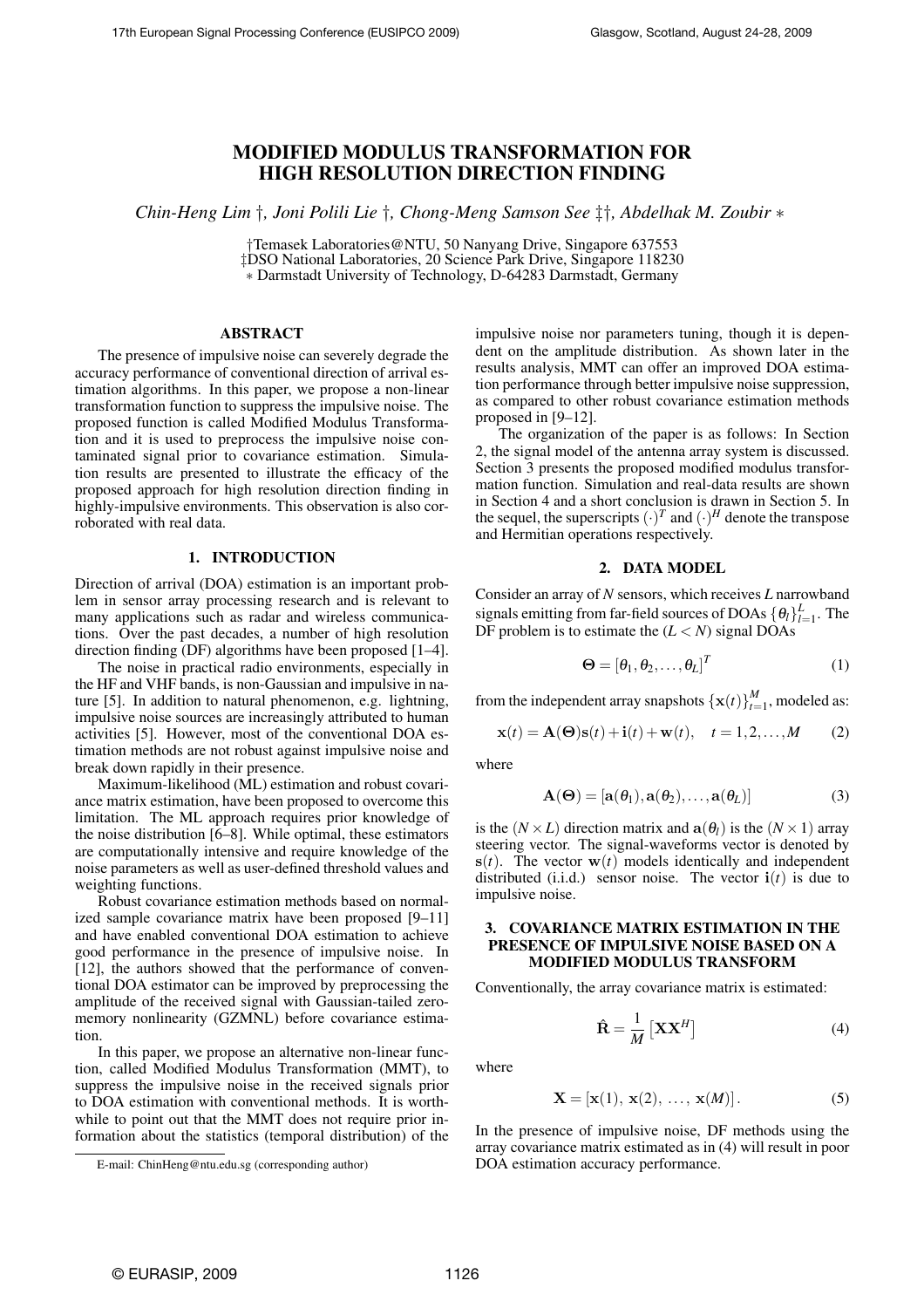# MODIFIED MODULUS TRANSFORMATION FOR HIGH RESOLUTION DIRECTION FINDING

*Chin-Heng Lim †, Joni Polili Lie †, Chong-Meng Samson See ‡†, Abdelhak M. Zoubir ∗*

†Temasek Laboratories@NTU, 50 Nanyang Drive, Singapore 637553
‡DSO National Laboratories, 20 Science Park Drive, Singapore 118230
∗ Darmstadt University of Technology, D-64283 Darmstadt, Germany

## ABSTRACT

The presence of impulsive noise can severely degrade the accuracy performance of conventional direction of arrival estimation algorithms. In this paper, we propose a non-linear transformation function to suppress the impulsive noise. The proposed function is called Modified Modulus Transformation and it is used to preprocess the impulsive noise contaminated signal prior to covariance estimation. Simulation results are presented to illustrate the efficacy of the proposed approach for high resolution direction finding in highly-impulsive environments. This observation is also corroborated with real data.

## 1. INTRODUCTION

Direction of arrival (DOA) estimation is an important problem in sensor array processing research and is relevant to many applications such as radar and wireless communications. Over the past decades, a number of high resolution direction finding (DF) algorithms have been proposed [1–4].

The noise in practical radio environments, especially in the HF and VHF bands, is non-Gaussian and impulsive in nature [5]. In addition to natural phenomenon, e.g. lightning, impulsive noise sources are increasingly attributed to human activities [5]. However, most of the conventional DOA estimation methods are not robust against impulsive noise and break down rapidly in their presence.

Maximum-likelihood (ML) estimation and robust covariance matrix estimation, have been proposed to overcome this limitation. The ML approach requires prior knowledge of the noise distribution [6–8]. While optimal, these estimators are computationally intensive and require knowledge of the noise parameters as well as user-defined threshold values and weighting functions.

Robust covariance estimation methods based on normalized sample covariance matrix have been proposed [9–11] and have enabled conventional DOA estimation to achieve good performance in the presence of impulsive noise. In [12], the authors showed that the performance of conventional DOA estimator can be improved by preprocessing the amplitude of the received signal with Gaussian-tailed zero-memory nonlinearity (GZMNL) before covariance estimation.

In this paper, we propose an alternative non-linear function, called Modified Modulus Transformation (MMT), to suppress the impulsive noise in the received signals prior to DOA estimation with conventional methods. It is worthwhile to point out that the MMT does not require prior information about the statistics (temporal distribution) of the impulsive noise nor parameters tuning, though it is dependent on the amplitude distribution. As shown later in the results analysis, MMT can offer an improved DOA estimation performance through better impulsive noise suppression, as compared to other robust covariance estimation methods proposed in [9–12].

The organization of the paper is as follows: In Section 2, the signal model of the antenna array system is discussed. Section 3 presents the proposed modified modulus transformation function. Simulation and real-data results are shown in Section 4 and a short conclusion is drawn in Section 5. In the sequel, the superscripts $(\cdot)^T$ and $(\cdot)^H$ denote the transpose and Hermitian operations respectively.

E-mail: ChinHeng@ntu.edu.sg (corresponding author)

## 2. DATA MODEL

Consider an array of $N$ sensors, which receives $L$ narrowband signals emitting from far-field sources of DOAs $\{\theta_l\}_{l=1}^{L}$. The DF problem is to estimate the $(L < N)$ signal DOAs

$$\mathbf{\Theta} = [\theta_1, \theta_2, \ldots, \theta_L]^T \tag{1}$$

from the independent array snapshots $\{\mathbf{x}(t)\}_{t=1}^{M}$, modeled as:

$$\mathbf{x}(t) = \mathbf{A}(\mathbf{\Theta})\mathbf{s}(t) + \mathbf{i}(t) + \mathbf{w}(t), \quad t = 1, 2, \ldots, M \tag{2}$$

where

$$\mathbf{A}(\mathbf{\Theta}) = [\mathbf{a}(\theta_1), \mathbf{a}(\theta_2), \ldots, \mathbf{a}(\theta_L)] \tag{3}$$

is the $(N \times L)$ direction matrix and $\mathbf{a}(\theta_l)$ is the $(N \times 1)$ array steering vector. The signal-waveforms vector is denoted by $\mathbf{s}(t)$. The vector $\mathbf{w}(t)$ models identically and independent distributed (i.i.d.) sensor noise. The vector $\mathbf{i}(t)$ is due to impulsive noise.

## 3. COVARIANCE MATRIX ESTIMATION IN THE PRESENCE OF IMPULSIVE NOISE BASED ON A MODIFIED MODULUS TRANSFORM

Conventionally, the array covariance matrix is estimated:

$$\hat{\mathbf{R}} = \frac{1}{M}\left[\mathbf{X}\mathbf{X}^H\right] \tag{4}$$

where

$$\mathbf{X} = [\mathbf{x}(1),\ \mathbf{x}(2),\ \ldots,\ \mathbf{x}(M)]. \tag{5}$$

In the presence of impulsive noise, DF methods using the array covariance matrix estimated as in (4) will result in poor DOA estimation accuracy performance.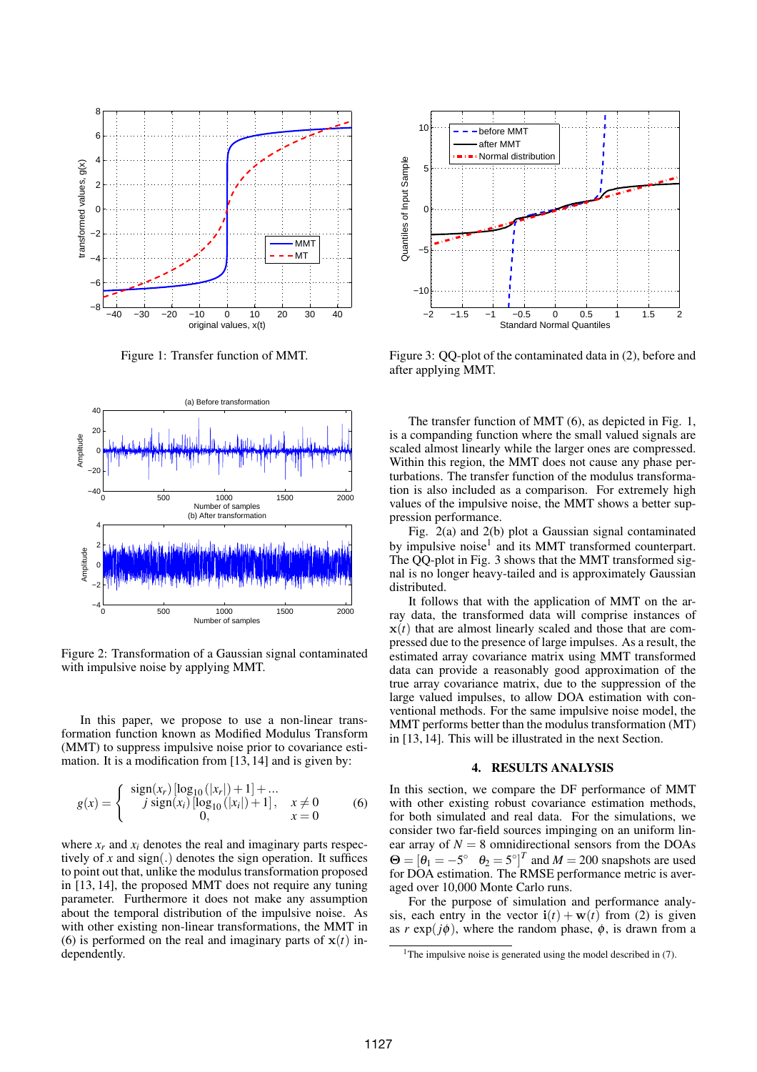Figure 1: Transfer function of MMT.

Figure 2: Transformation of a Gaussian signal contaminated with impulsive noise by applying MMT.

In this paper, we propose to use a non-linear transformation function known as Modified Modulus Transform (MMT) to suppress impulsive noise prior to covariance estimation. It is a modification from [13, 14] and is given by:

$$g(x) = \begin{cases} \text{sign}(x_r)\left[\log_{10}(|x_r|)+1\right]+\ldots & \\ \quad j\,\text{sign}(x_i)\left[\log_{10}(|x_i|)+1\right], & x \neq 0 \\ 0, & x = 0 \end{cases} \tag{6}$$

where $x_r$ and $x_i$ denotes the real and imaginary parts respectively of $x$ and sign(.) denotes the sign operation. It suffices to point out that, unlike the modulus transformation proposed in [13, 14], the proposed MMT does not require any tuning parameter. Furthermore it does not make any assumption about the temporal distribution of the impulsive noise. As with other existing non-linear transformations, the MMT in (6) is performed on the real and imaginary parts of $\mathbf{x}(t)$ independently.

Figure 3: QQ-plot of the contaminated data in (2), before and after applying MMT.

The transfer function of MMT (6), as depicted in Fig. 1, is a companding function where the small valued signals are scaled almost linearly while the larger ones are compressed. Within this region, the MMT does not cause any phase perturbations. The transfer function of the modulus transformation is also included as a comparison. For extremely high values of the impulsive noise, the MMT shows a better suppression performance.

Fig. 2(a) and 2(b) plot a Gaussian signal contaminated by impulsive noise[1] and its MMT transformed counterpart. The QQ-plot in Fig. 3 shows that the MMT transformed signal is no longer heavy-tailed and is approximately Gaussian distributed.

It follows that with the application of MMT on the array data, the transformed data will comprise instances of $\mathbf{x}(t)$ that are almost linearly scaled and those that are compressed due to the presence of large impulses. As a result, the estimated array covariance matrix using MMT transformed data can provide a reasonably good approximation of the true array covariance matrix, due to the suppression of the large valued impulses, to allow DOA estimation with conventional methods. For the same impulsive noise model, the MMT performs better than the modulus transformation (MT) in [13, 14]. This will be illustrated in the next Section.

## 4. RESULTS ANALYSIS

In this section, we compare the DF performance of MMT with other existing robust covariance estimation methods, for both simulated and real data. For the simulations, we consider two far-field sources impinging on an uniform linear array of $N = 8$ omnidirectional sensors from the DOAs $\boldsymbol{\Theta} = [\theta_1 = -5^\circ \quad \theta_2 = 5^\circ]^T$ and $M = 200$ snapshots are used for DOA estimation. The RMSE performance metric is averaged over 10,000 Monte Carlo runs.

For the purpose of simulation and performance analysis, each entry in the vector $\mathbf{i}(t) + \mathbf{w}(t)$ from (2) is given as $r\,\exp(j\phi)$, where the random phase, $\phi$, is drawn from a

[1] The impulsive noise is generated using the model described in (7).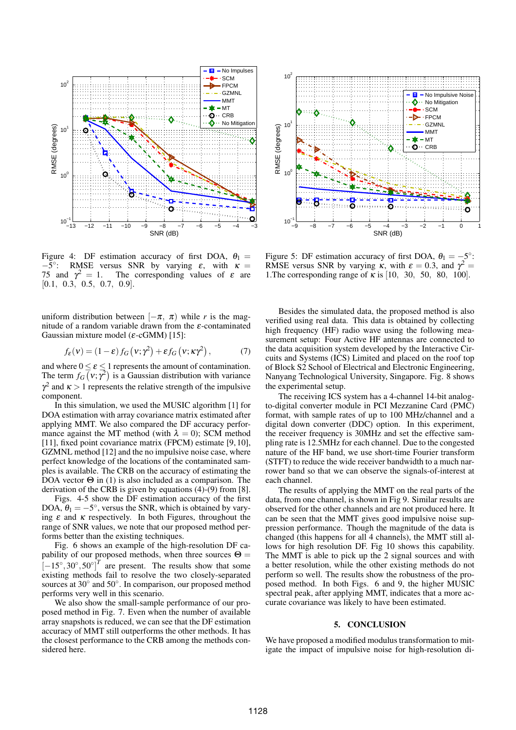Figure 4: DF estimation accuracy of first DOA, $\theta_1 = -5^\circ$: RMSE versus SNR by varying $\varepsilon$, with $\kappa = 75$ and $\gamma^2 = 1$. The corresponding values of $\varepsilon$ are [0.1, 0.3, 0.5, 0.7, 0.9].

Figure 5: DF estimation accuracy of first DOA, $\theta_1 = -5^\circ$: RMSE versus SNR by varying $\kappa$, with $\varepsilon = 0.3$, and $\gamma^2 = 1$.The corresponding range of $\kappa$ is [10, 30, 50, 80, 100].

uniform distribution between $[-\pi, \pi)$ while $r$ is the magnitude of a random variable drawn from the $\varepsilon$-contaminated Gaussian mixture model ($\varepsilon$-cGMM) [15]:

$$f_\varepsilon(\nu) = (1-\varepsilon) f_G\left(\nu; \gamma^2\right) + \varepsilon f_G\left(\nu; \kappa\gamma^2\right), \tag{7}$$

and where $0 \leq \varepsilon \leq 1$ represents the amount of contamination. The term $f_G\left(\nu; \gamma^2\right)$ is a Gaussian distribution with variance $\gamma^2$ and $\kappa > 1$ represents the relative strength of the impulsive component.

In this simulation, we used the MUSIC algorithm [1] for DOA estimation with array covariance matrix estimated after applying MMT. We also compared the DF estimation performance against the MT method (with $\lambda = 0$); SCM method [11], fixed point covariance matrix (FPCM) estimate [9, 10], GZMNL method [12] and the no impulsive noise case, where perfect knowledge of the locations of the contaminated samples is available. The CRB on the accuracy of estimating the DOA vector $\boldsymbol{\Theta}$ in (1) is also included as a comparison. The derivation of the CRB is given by equations (4)-(9) from [8].

Figs. 4-5 show the DF estimation accuracy of the first DOA, $\theta_1 = -5^\circ$, versus the SNR, which is obtained by varying $\varepsilon$ and $\kappa$ respectively. In both Figures, throughout the range of SNR values, we note that our proposed method performs better than the existing techniques.

Fig. 6 shows an example of the high-resolution DF capability of our proposed methods, when three sources $\boldsymbol{\Theta} = [-15^\circ, 30^\circ, 50^\circ]^T$ are present. The results show that some existing methods fail to resolve the two closely-separated sources at $30^\circ$ and $50^\circ$. In comparison, our proposed method performs very well in this scenario.

We also show the small-sample performance of our proposed method in Fig. 7. Even when the number of available array snapshots is reduced, we can see that the DF estimation accuracy of MMT still outperforms the other methods. It has the closest performance to the CRB among the methods considered here.

Besides the simulated data, the proposed method is also verified using real data. This data is obtained by collecting high frequency (HF) radio wave using the following measurement setup: Four Active HF antennas are connected to the data acquisition system developed by the Interactive Circuits and Systems (ICS) Limited and placed on the roof top of Block S2 School of Electrical and Electronic Engineering, Nanyang Technological University, Singapore. Fig. 8 shows the experimental setup.

The receiving ICS system has a 4-channel 14-bit analog-to-digital converter module in PCI Mezzanine Card (PMC) format, with sample rates of up to 100 MHz/channel and a digital down converter (DDC) option. In this experiment, the receiver frequency is 30MHz and set the effective sampling rate is 12.5MHz for each channel. Due to the congested nature of the HF band, we use short-time Fourier transform (STFT) to reduce the wide receiver bandwidth to a much narrower band so that we can observe the signals-of-interest at each channel.

The results of applying the MMT on the real parts of the data, from one channel, is shown in Fig 9. Similar results are observed for the other channels and are not produced here. It can be seen that the MMT gives good impulsive noise suppression performance. Though the magnitude of the data is changed (this happens for all 4 channels), the MMT still allows for high resolution DF. Fig 10 shows this capability. The MMT is able to pick up the 2 signal sources and with a better resolution, while the other existing methods do not perform so well. The results show the robustness of the proposed method. In both Figs. 6 and 9, the higher MUSIC spectral peak, after applying MMT, indicates that a more accurate covariance was likely to have been estimated.

## 5. CONCLUSION

We have proposed a modified modulus transformation to mitigate the impact of impulsive noise for high-resolution di-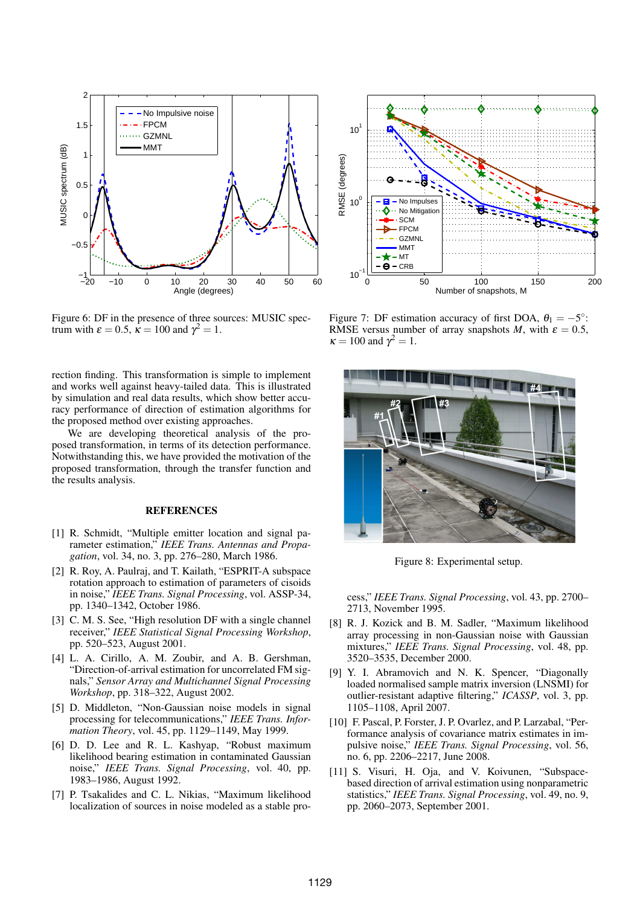Figure 6: DF in the presence of three sources: MUSIC spectrum with $\varepsilon = 0.5$, $\kappa = 100$ and $\gamma^2 = 1$.

Figure 7: DF estimation accuracy of first DOA, $\theta_1 = -5°$: RMSE versus number of array snapshots $M$, with $\varepsilon = 0.5$, $\kappa = 100$ and $\gamma^2 = 1$.

rection finding. This transformation is simple to implement and works well against heavy-tailed data. This is illustrated by simulation and real data results, which show better accuracy performance of direction of estimation algorithms for the proposed method over existing approaches.

We are developing theoretical analysis of the proposed transformation, in terms of its detection performance. Notwithstanding this, we have provided the motivation of the proposed transformation, through the transfer function and the results analysis.

Figure 8: Experimental setup.

## REFERENCES

[1] R. Schmidt, "Multiple emitter location and signal parameter estimation," *IEEE Trans. Antennas and Propagation*, vol. 34, no. 3, pp. 276–280, March 1986.

[2] R. Roy, A. Paulraj, and T. Kailath, "ESPRIT-A subspace rotation approach to estimation of parameters of cisoids in noise," *IEEE Trans. Signal Processing*, vol. ASSP-34, pp. 1340–1342, October 1986.

[3] C. M. S. See, "High resolution DF with a single channel receiver," *IEEE Statistical Signal Processing Workshop*, pp. 520–523, August 2001.

[4] L. A. Cirillo, A. M. Zoubir, and A. B. Gershman, "Direction-of-arrival estimation for uncorrelated FM signals," *Sensor Array and Multichannel Signal Processing Workshop*, pp. 318–322, August 2002.

[5] D. Middleton, "Non-Gaussian noise models in signal processing for telecommunications," *IEEE Trans. Information Theory*, vol. 45, pp. 1129–1149, May 1999.

[6] D. D. Lee and R. L. Kashyap, "Robust maximum likelihood bearing estimation in contaminated Gaussian noise," *IEEE Trans. Signal Processing*, vol. 40, pp. 1983–1986, August 1992.

[7] P. Tsakalides and C. L. Nikias, "Maximum likelihood localization of sources in noise modeled as a stable process," *IEEE Trans. Signal Processing*, vol. 43, pp. 2700–2713, November 1995.

[8] R. J. Kozick and B. M. Sadler, "Maximum likelihood array processing in non-Gaussian noise with Gaussian mixtures," *IEEE Trans. Signal Processing*, vol. 48, pp. 3520–3535, December 2000.

[9] Y. I. Abramovich and N. K. Spencer, "Diagonally loaded normalised sample matrix inversion (LNSMI) for outlier-resistant adaptive filtering," *ICASSP*, vol. 3, pp. 1105–1108, April 2007.

[10] F. Pascal, P. Forster, J. P. Ovarlez, and P. Larzabal, "Performance analysis of covariance matrix estimates in impulsive noise," *IEEE Trans. Signal Processing*, vol. 56, no. 6, pp. 2206–2217, June 2008.

[11] S. Visuri, H. Oja, and V. Koivunen, "Subspace-based direction of arrival estimation using nonparametric statistics," *IEEE Trans. Signal Processing*, vol. 49, no. 9, pp. 2060–2073, September 2001.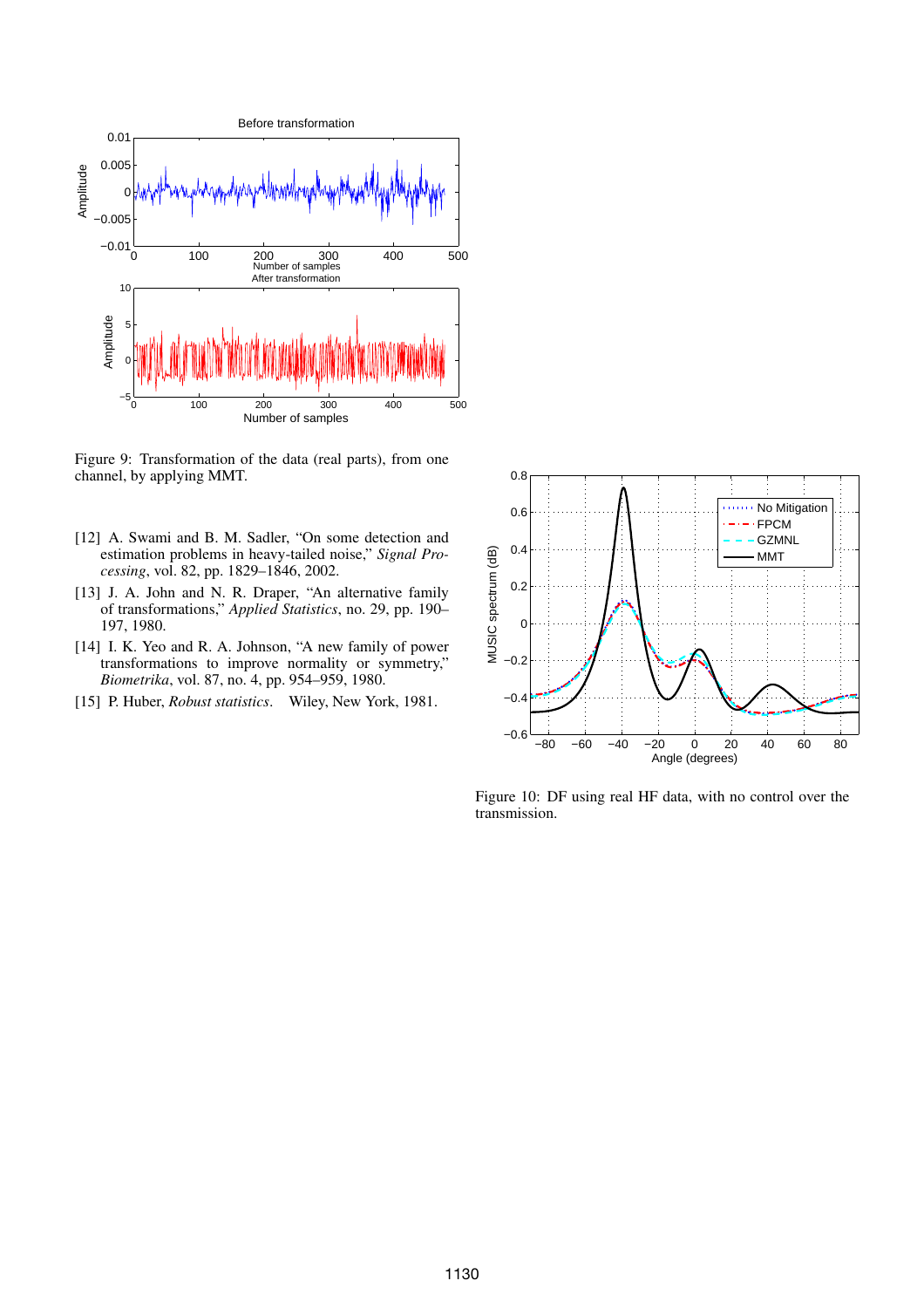Before transformation

Amplitude

0.01
0.005
0
−0.005
−0.01

0 100 200 300 400 500

Number of samples

After transformation

Amplitude

10
5
0
−5

0 100 200 300 400 500

Number of samples

Figure 9: Transformation of the data (real parts), from one channel, by applying MMT.

[12] A. Swami and B. M. Sadler, "On some detection and estimation problems in heavy-tailed noise," *Signal Processing*, vol. 82, pp. 1829–1846, 2002.

[13] J. A. John and N. R. Draper, "An alternative family of transformations," *Applied Statistics*, no. 29, pp. 190–197, 1980.

[14] I. K. Yeo and R. A. Johnson, "A new family of power transformations to improve normality or symmetry," *Biometrika*, vol. 87, no. 4, pp. 954–959, 1980.

[15] P. Huber, *Robust statistics*. Wiley, New York, 1981.

MUSIC spectrum (dB)

0.8
0.6
0.4
0.2
0
−0.2
−0.4
−0.6

−80 −60 −40 −20 0 20 40 60 80

Angle (degrees)

No Mitigation
FPCM
GZMNL
MMT

Figure 10: DF using real HF data, with no control over the transmission.